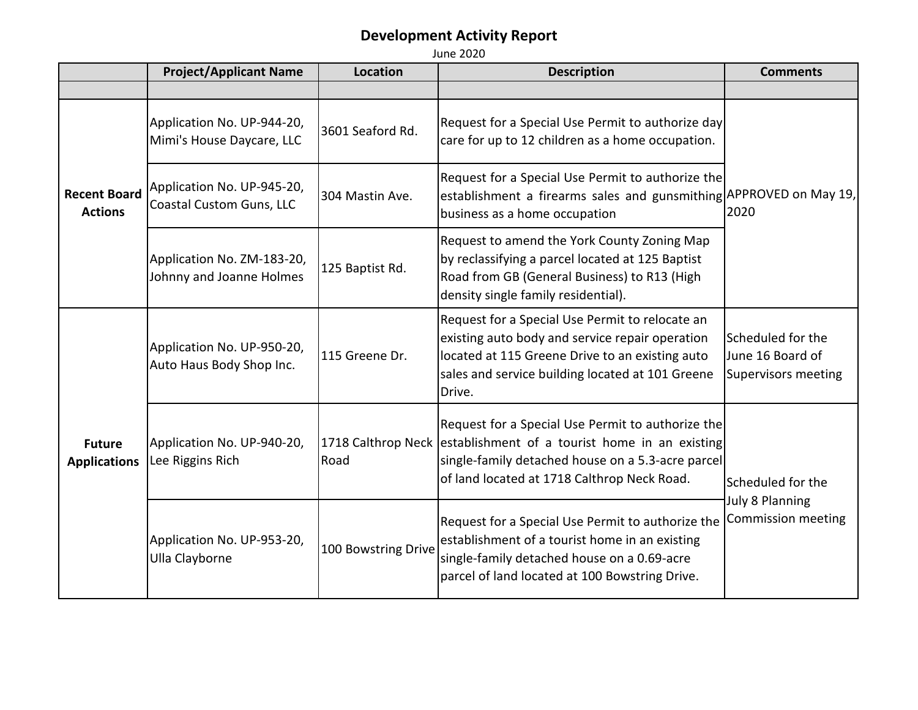# Development Activity Report

June 2020

| | Project/Applicant Name | Location | Description | Comments |
|---|---|---|---|---|
| | | | | |
| **Recent Board Actions** | Application No. UP-944-20, Mimi's House Daycare, LLC | 3601 Seaford Rd. | Request for a Special Use Permit to authorize day care for up to 12 children as a home occupation. | APPROVED on May 19, 2020 |
| | Application No. UP-945-20, Coastal Custom Guns, LLC | 304 Mastin Ave. | Request for a Special Use Permit to authorize the establishment a firearms sales and gunsmithing business as a home occupation | |
| | Application No. ZM-183-20, Johnny and Joanne Holmes | 125 Baptist Rd. | Request to amend the York County Zoning Map by reclassifying a parcel located at 125 Baptist Road from GB (General Business) to R13 (High density single family residential). | |
| **Future Applications** | Application No. UP-950-20, Auto Haus Body Shop Inc. | 115 Greene Dr. | Request for a Special Use Permit to relocate an existing auto body and service repair operation located at 115 Greene Drive to an existing auto sales and service building located at 101 Greene Drive. | Scheduled for the June 16 Board of Supervisors meeting |
| | Application No. UP-940-20, Lee Riggins Rich | 1718 Calthrop Neck Road | Request for a Special Use Permit to authorize the establishment of a tourist home in an existing single-family detached house on a 5.3-acre parcel of land located at 1718 Calthrop Neck Road. | Scheduled for the July 8 Planning Commission meeting |
| | Application No. UP-953-20, Ulla Clayborne | 100 Bowstring Drive | Request for a Special Use Permit to authorize the establishment of a tourist home in an existing single-family detached house on a 0.69-acre parcel of land located at 100 Bowstring Drive. | |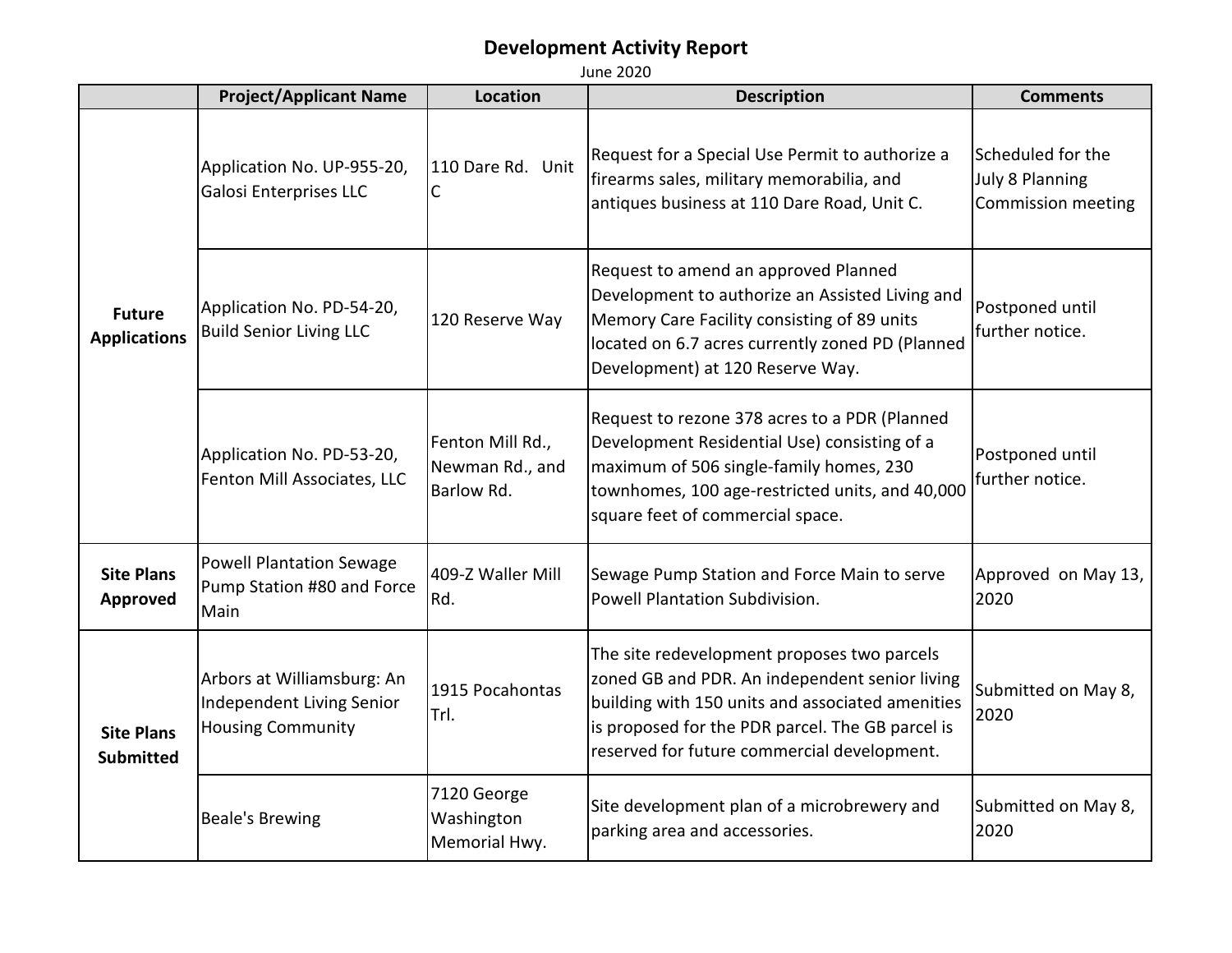# Development Activity Report

June 2020

| | Project/Applicant Name | Location | Description | Comments |
|---|---|---|---|---|
| **Future Applications** | Application No. UP-955-20, Galosi Enterprises LLC | 110 Dare Rd. Unit C | Request for a Special Use Permit to authorize a firearms sales, military memorabilia, and antiques business at 110 Dare Road, Unit C. | Scheduled for the July 8 Planning Commission meeting |
| | Application No. PD-54-20, Build Senior Living LLC | 120 Reserve Way | Request to amend an approved Planned Development to authorize an Assisted Living and Memory Care Facility consisting of 89 units located on 6.7 acres currently zoned PD (Planned Development) at 120 Reserve Way. | Postponed until further notice. |
| | Application No. PD-53-20, Fenton Mill Associates, LLC | Fenton Mill Rd., Newman Rd., and Barlow Rd. | Request to rezone 378 acres to a PDR (Planned Development Residential Use) consisting of a maximum of 506 single-family homes, 230 townhomes, 100 age-restricted units, and 40,000 square feet of commercial space. | Postponed until further notice. |
| **Site Plans Approved** | Powell Plantation Sewage Pump Station #80 and Force Main | 409-Z Waller Mill Rd. | Sewage Pump Station and Force Main to serve Powell Plantation Subdivision. | Approved on May 13, 2020 |
| **Site Plans Submitted** | Arbors at Williamsburg: An Independent Living Senior Housing Community | 1915 Pocahontas Trl. | The site redevelopment proposes two parcels zoned GB and PDR. An independent senior living building with 150 units and associated amenities is proposed for the PDR parcel. The GB parcel is reserved for future commercial development. | Submitted on May 8, 2020 |
| | Beale's Brewing | 7120 George Washington Memorial Hwy. | Site development plan of a microbrewery and parking area and accessories. | Submitted on May 8, 2020 |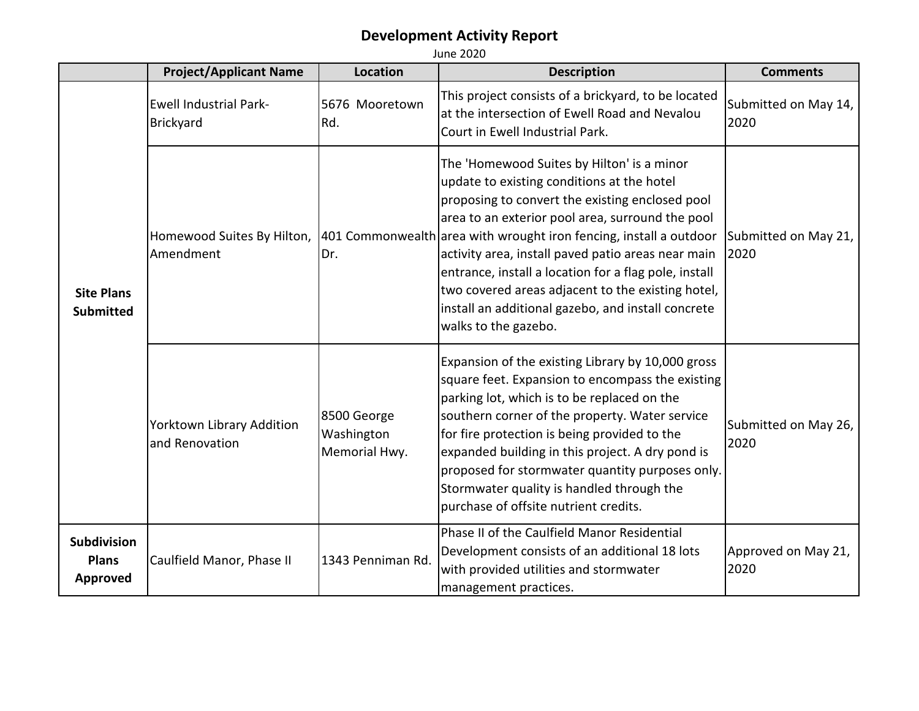# Development Activity Report

June 2020

| | Project/Applicant Name | Location | Description | Comments |
|---|---|---|---|---|
| **Site Plans Submitted** | Ewell Industrial Park-Brickyard | 5676 Mooretown Rd. | This project consists of a brickyard, to be located at the intersection of Ewell Road and Nevalou Court in Ewell Industrial Park. | Submitted on May 14, 2020 |
| | Homewood Suites By Hilton, Amendment | 401 Commonwealth Dr. | The 'Homewood Suites by Hilton' is a minor update to existing conditions at the hotel proposing to convert the existing enclosed pool area to an exterior pool area, surround the pool area with wrought iron fencing, install a outdoor activity area, install paved patio areas near main entrance, install a location for a flag pole, install two covered areas adjacent to the existing hotel, install an additional gazebo, and install concrete walks to the gazebo. | Submitted on May 21, 2020 |
| | Yorktown Library Addition and Renovation | 8500 George Washington Memorial Hwy. | Expansion of the existing Library by 10,000 gross square feet. Expansion to encompass the existing parking lot, which is to be replaced on the southern corner of the property. Water service for fire protection is being provided to the expanded building in this project. A dry pond is proposed for stormwater quantity purposes only. Stormwater quality is handled through the purchase of offsite nutrient credits. | Submitted on May 26, 2020 |
| **Subdivision Plans Approved** | Caulfield Manor, Phase II | 1343 Penniman Rd. | Phase II of the Caulfield Manor Residential Development consists of an additional 18 lots with provided utilities and stormwater management practices. | Approved on May 21, 2020 |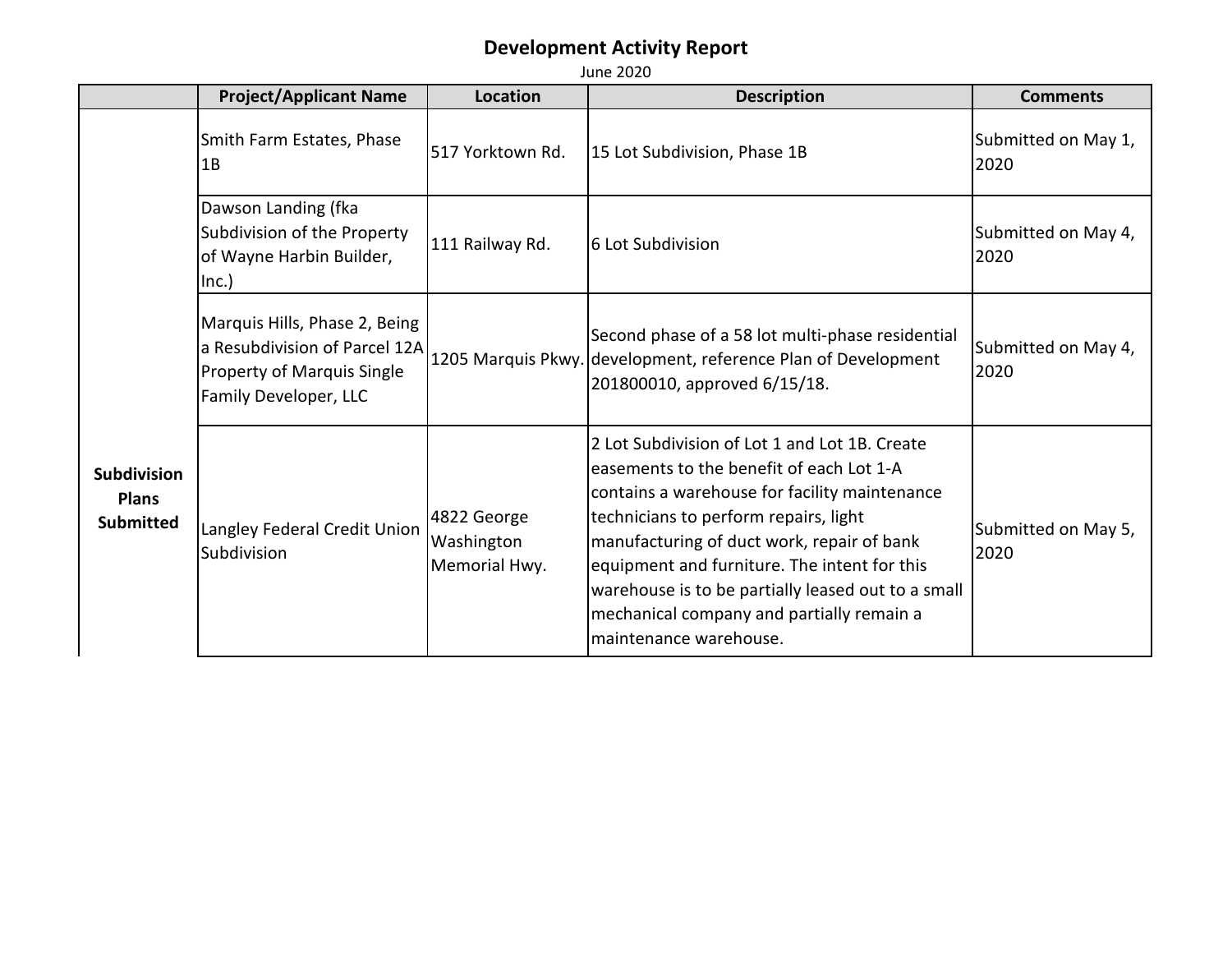# Development Activity Report

June 2020

| | Project/Applicant Name | Location | Description | Comments |
|---|---|---|---|---|
| **Subdivision Plans Submitted** | Smith Farm Estates, Phase 1B | 517 Yorktown Rd. | 15 Lot Subdivision, Phase 1B | Submitted on May 1, 2020 |
| | Dawson Landing (fka Subdivision of the Property of Wayne Harbin Builder, Inc.) | 111 Railway Rd. | 6 Lot Subdivision | Submitted on May 4, 2020 |
| | Marquis Hills, Phase 2, Being a Resubdivision of Parcel 12A Property of Marquis Single Family Developer, LLC | 1205 Marquis Pkwy. | Second phase of a 58 lot multi-phase residential development, reference Plan of Development 201800010, approved 6/15/18. | Submitted on May 4, 2020 |
| | Langley Federal Credit Union Subdivision | 4822 George Washington Memorial Hwy. | 2 Lot Subdivision of Lot 1 and Lot 1B. Create easements to the benefit of each Lot 1-A contains a warehouse for facility maintenance technicians to perform repairs, light manufacturing of duct work, repair of bank equipment and furniture. The intent for this warehouse is to be partially leased out to a small mechanical company and partially remain a maintenance warehouse. | Submitted on May 5, 2020 |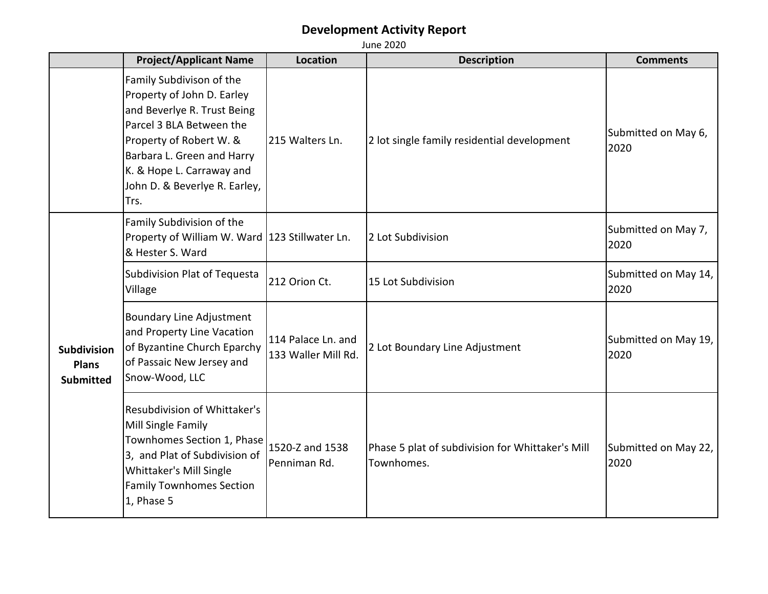# Development Activity Report

June 2020

| | Project/Applicant Name | Location | Description | Comments |
|---|---|---|---|---|
| | Family Subdivison of the Property of John D. Earley and Beverlye R. Trust Being Parcel 3 BLA Between the Property of Robert W. & Barbara L. Green and Harry K. & Hope L. Carraway and John D. & Beverlye R. Earley, Trs. | 215 Walters Ln. | 2 lot single family residential development | Submitted on May 6, 2020 |
| **Subdivision Plans Submitted** | Family Subdivision of the Property of William W. Ward & Hester S. Ward | 123 Stillwater Ln. | 2 Lot Subdivision | Submitted on May 7, 2020 |
| | Subdivision Plat of Tequesta Village | 212 Orion Ct. | 15 Lot Subdivision | Submitted on May 14, 2020 |
| | Boundary Line Adjustment and Property Line Vacation of Byzantine Church Eparchy of Passaic New Jersey and Snow-Wood, LLC | 114 Palace Ln. and 133 Waller Mill Rd. | 2 Lot Boundary Line Adjustment | Submitted on May 19, 2020 |
| | Resubdivision of Whittaker's Mill Single Family Townhomes Section 1, Phase 3, and Plat of Subdivision of Whittaker's Mill Single Family Townhomes Section 1, Phase 5 | 1520-Z and 1538 Penniman Rd. | Phase 5 plat of subdivision for Whittaker's Mill Townhomes. | Submitted on May 22, 2020 |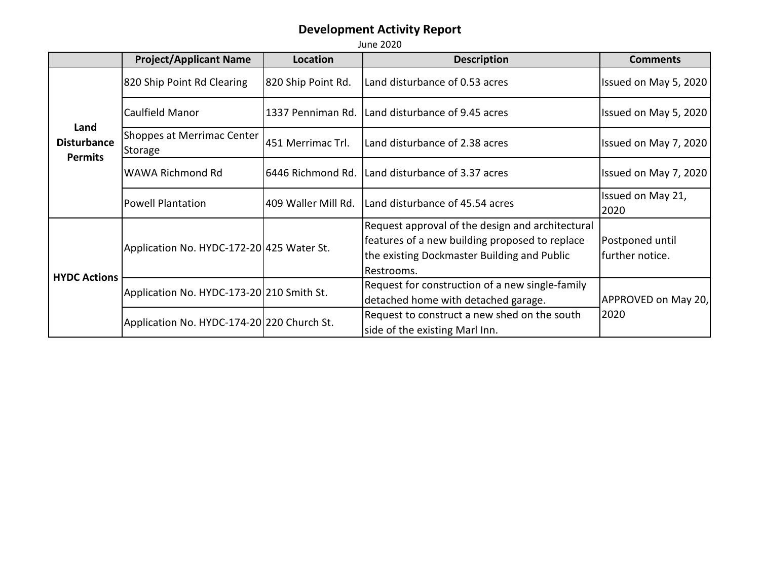# Development Activity Report

June 2020

| | Project/Applicant Name | Location | Description | Comments |
|---|---|---|---|---|
| **Land Disturbance Permits** | 820 Ship Point Rd Clearing | 820 Ship Point Rd. | Land disturbance of 0.53 acres | Issued on May 5, 2020 |
| | Caulfield Manor | 1337 Penniman Rd. | Land disturbance of 9.45 acres | Issued on May 5, 2020 |
| | Shoppes at Merrimac Center Storage | 451 Merrimac Trl. | Land disturbance of 2.38 acres | Issued on May 7, 2020 |
| | WAWA Richmond Rd | 6446 Richmond Rd. | Land disturbance of 3.37 acres | Issued on May 7, 2020 |
| | Powell Plantation | 409 Waller Mill Rd. | Land disturbance of 45.54 acres | Issued on May 21, 2020 |
| **HYDC Actions** | Application No. HYDC-172-20 | 425 Water St. | Request approval of the design and architectural features of a new building proposed to replace the existing Dockmaster Building and Public Restrooms. | Postponed until further notice. |
| | Application No. HYDC-173-20 | 210 Smith St. | Request for construction of a new single-family detached home with detached garage. | APPROVED on May 20, 2020 |
| | Application No. HYDC-174-20 | 220 Church St. | Request to construct a new shed on the south side of the existing Marl Inn. | |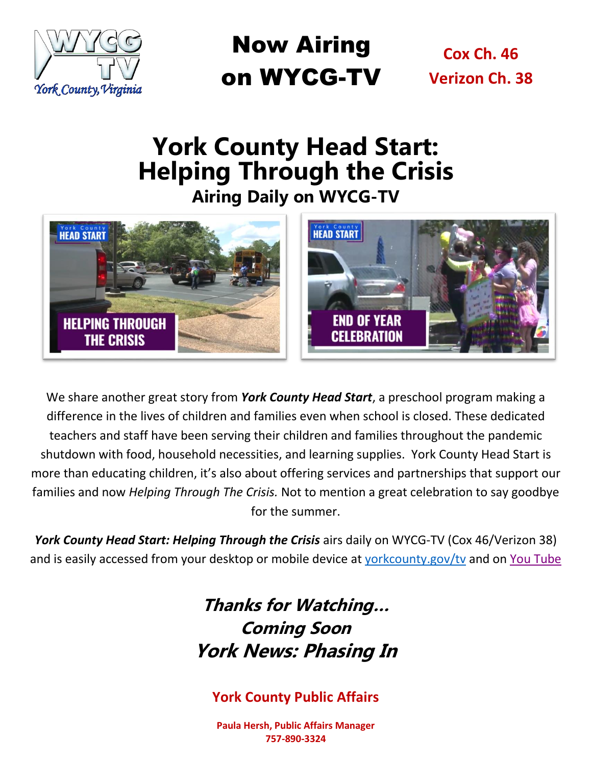# Now Airing on WYCG-TV

**Cox Ch. 46**
**Verizon Ch. 38**

## York County Head Start: Helping Through the Crisis

### Airing Daily on WYCG-TV

We share another great story from ***York County Head Start***, a preschool program making a difference in the lives of children and families even when school is closed. These dedicated teachers and staff have been serving their children and families throughout the pandemic shutdown with food, household necessities, and learning supplies. York County Head Start is more than educating children, it's also about offering services and partnerships that support our families and now *Helping Through The Crisis.* Not to mention a great celebration to say goodbye for the summer.

***York County Head Start: Helping Through the Crisis*** airs daily on WYCG-TV (Cox 46/Verizon 38) and is easily accessed from your desktop or mobile device at yorkcounty.gov/tv and on You Tube

***Thanks for Watching…***
***Coming Soon***
***York News: Phasing In***

**York County Public Affairs**

**Paula Hersh, Public Affairs Manager**
**757-890-3324**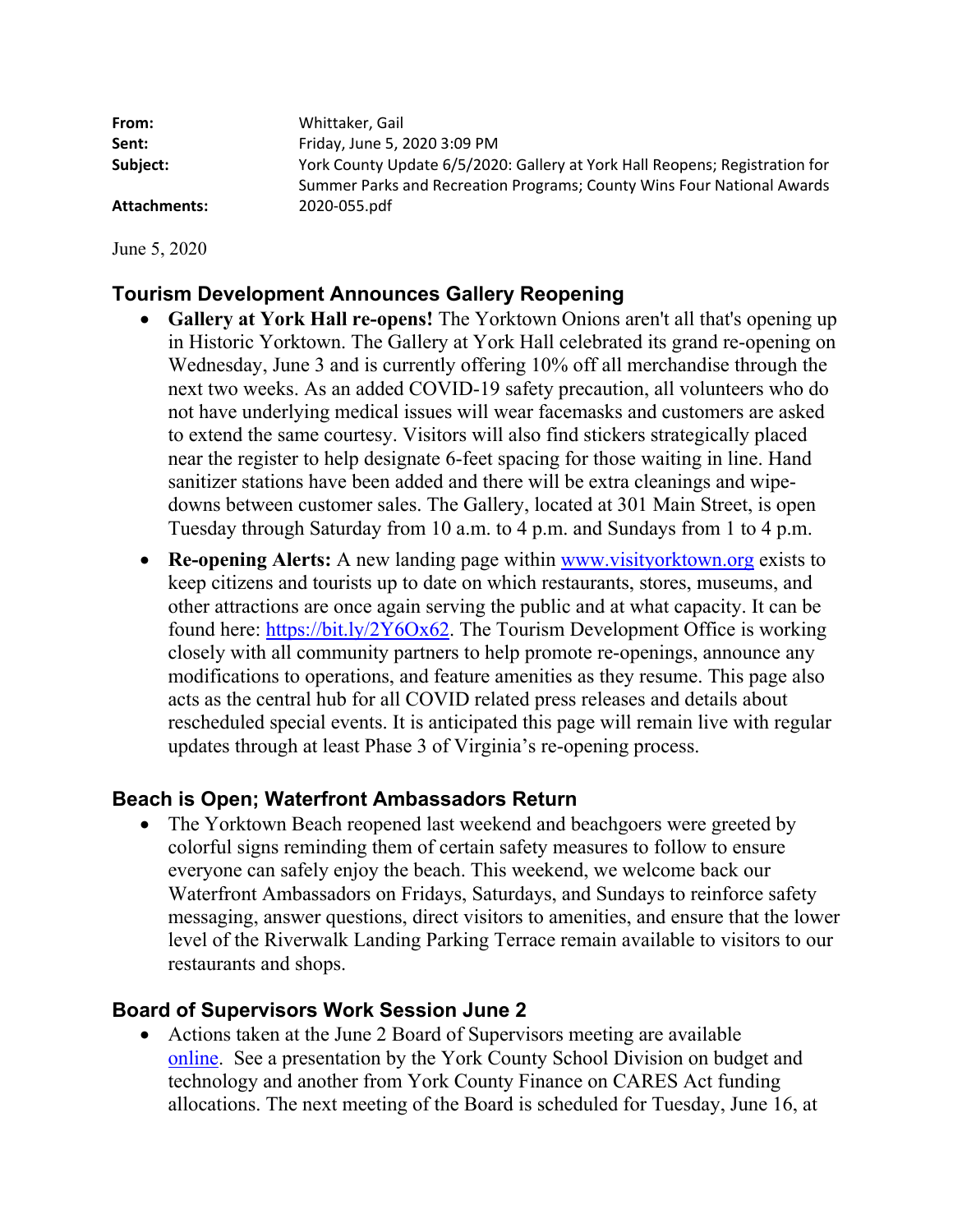**From:** Whittaker, Gail
**Sent:** Friday, June 5, 2020 3:09 PM
**Subject:** York County Update 6/5/2020: Gallery at York Hall Reopens; Registration for Summer Parks and Recreation Programs; County Wins Four National Awards
**Attachments:** 2020-055.pdf

June 5, 2020

## Tourism Development Announces Gallery Reopening

- **Gallery at York Hall re-opens!** The Yorktown Onions aren't all that's opening up in Historic Yorktown. The Gallery at York Hall celebrated its grand re-opening on Wednesday, June 3 and is currently offering 10% off all merchandise through the next two weeks. As an added COVID-19 safety precaution, all volunteers who do not have underlying medical issues will wear facemasks and customers are asked to extend the same courtesy. Visitors will also find stickers strategically placed near the register to help designate 6-feet spacing for those waiting in line. Hand sanitizer stations have been added and there will be extra cleanings and wipe-downs between customer sales. The Gallery, located at 301 Main Street, is open Tuesday through Saturday from 10 a.m. to 4 p.m. and Sundays from 1 to 4 p.m.
- **Re-opening Alerts:** A new landing page within [www.visityorktown.org](www.visityorktown.org) exists to keep citizens and tourists up to date on which restaurants, stores, museums, and other attractions are once again serving the public and at what capacity. It can be found here: [https://bit.ly/2Y6Ox62](https://bit.ly/2Y6Ox62). The Tourism Development Office is working closely with all community partners to help promote re-openings, announce any modifications to operations, and feature amenities as they resume. This page also acts as the central hub for all COVID related press releases and details about rescheduled special events. It is anticipated this page will remain live with regular updates through at least Phase 3 of Virginia's re-opening process.

## Beach is Open; Waterfront Ambassadors Return

- The Yorktown Beach reopened last weekend and beachgoers were greeted by colorful signs reminding them of certain safety measures to follow to ensure everyone can safely enjoy the beach. This weekend, we welcome back our Waterfront Ambassadors on Fridays, Saturdays, and Sundays to reinforce safety messaging, answer questions, direct visitors to amenities, and ensure that the lower level of the Riverwalk Landing Parking Terrace remain available to visitors to our restaurants and shops.

## Board of Supervisors Work Session June 2

- Actions taken at the June 2 Board of Supervisors meeting are available online. See a presentation by the York County School Division on budget and technology and another from York County Finance on CARES Act funding allocations. The next meeting of the Board is scheduled for Tuesday, June 16, at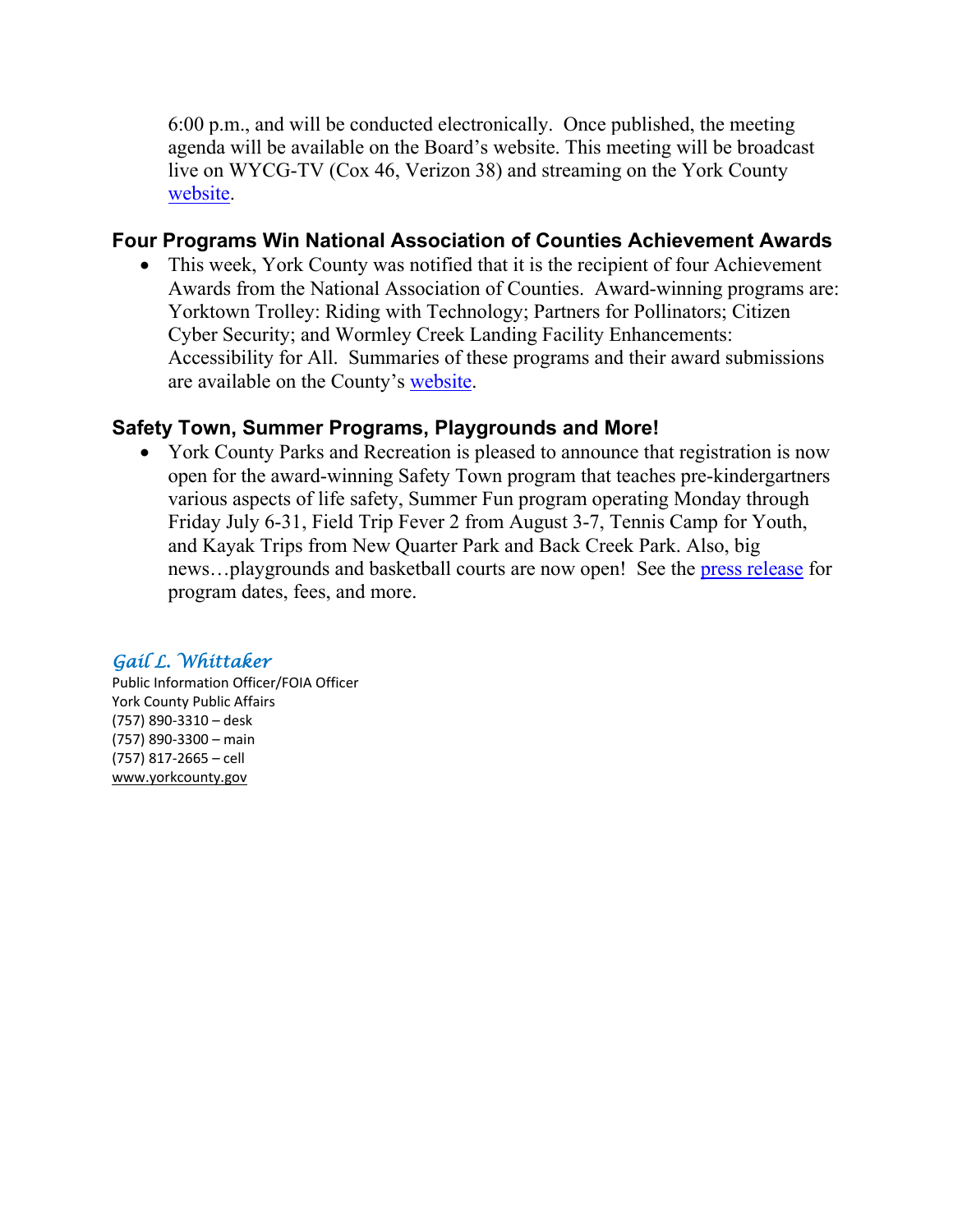6:00 p.m., and will be conducted electronically. Once published, the meeting agenda will be available on the Board's website. This meeting will be broadcast live on WYCG-TV (Cox 46, Verizon 38) and streaming on the York County website.

### Four Programs Win National Association of Counties Achievement Awards

- This week, York County was notified that it is the recipient of four Achievement Awards from the National Association of Counties. Award-winning programs are: Yorktown Trolley: Riding with Technology; Partners for Pollinators; Citizen Cyber Security; and Wormley Creek Landing Facility Enhancements: Accessibility for All. Summaries of these programs and their award submissions are available on the County's website.

### Safety Town, Summer Programs, Playgrounds and More!

- York County Parks and Recreation is pleased to announce that registration is now open for the award-winning Safety Town program that teaches pre-kindergartners various aspects of life safety, Summer Fun program operating Monday through Friday July 6-31, Field Trip Fever 2 from August 3-7, Tennis Camp for Youth, and Kayak Trips from New Quarter Park and Back Creek Park. Also, big news…playgrounds and basketball courts are now open! See the press release for program dates, fees, and more.

*Gail L. Whittaker*
Public Information Officer/FOIA Officer
York County Public Affairs
(757) 890-3310 – desk
(757) 890-3300 – main
(757) 817-2665 – cell
www.yorkcounty.gov